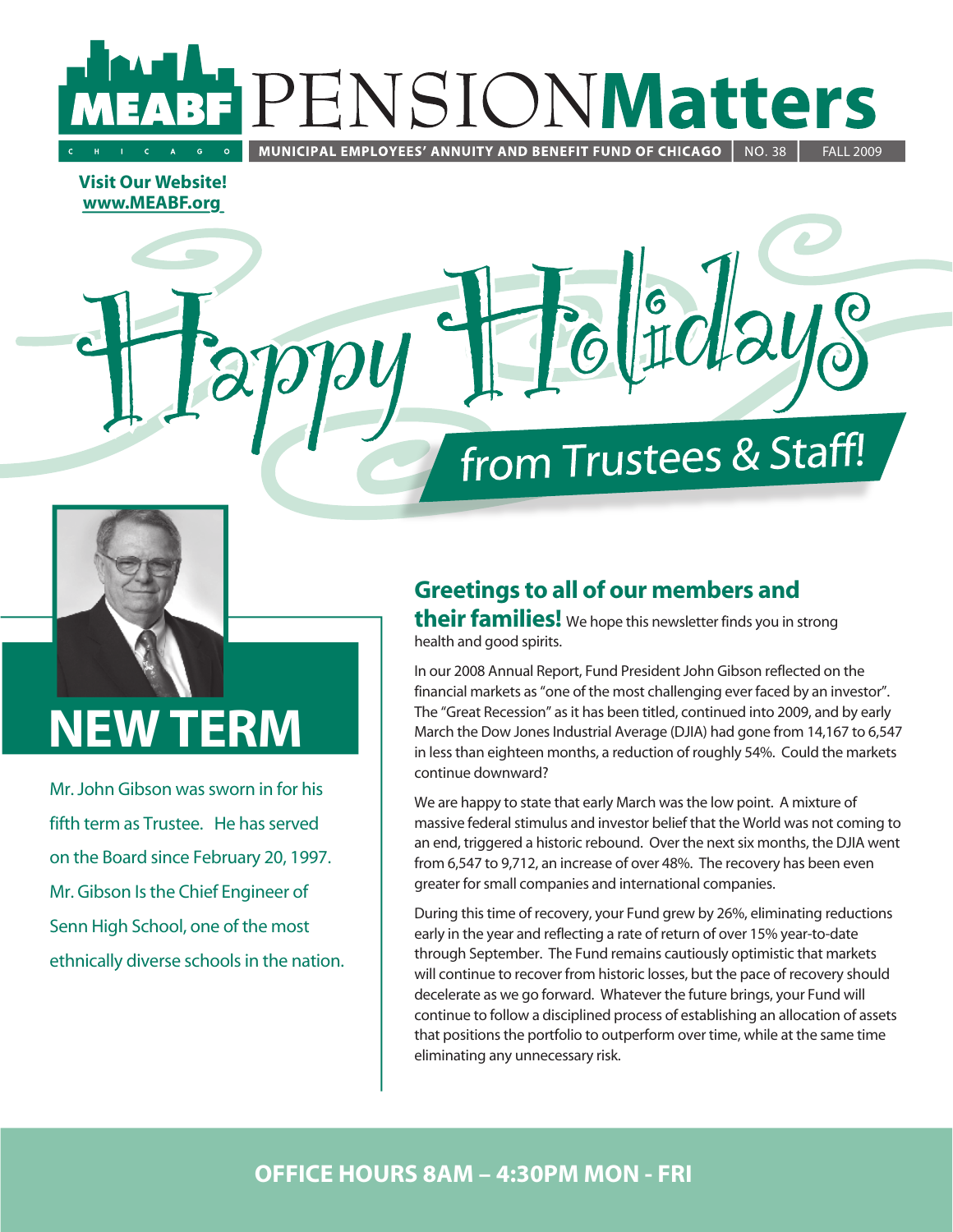# MEABF PENSIONMatters

MUNICIPAL EMPLOYEES' ANNUITY AND BENEFIT FUND OF CHICAGO | NO. 38 | FALL 2009

**Visit Our Website!**
**www.MEABF.org**

# Happy Holidays

## from Trustees & Staff!

## NEW TERM

Mr. John Gibson was sworn in for his fifth term as Trustee. He has served on the Board since February 20, 1997. Mr. Gibson Is the Chief Engineer of Senn High School, one of the most ethnically diverse schools in the nation.

## Greetings to all of our members and their families!

We hope this newsletter finds you in strong health and good spirits.

In our 2008 Annual Report, Fund President John Gibson reflected on the financial markets as "one of the most challenging ever faced by an investor". The "Great Recession" as it has been titled, continued into 2009, and by early March the Dow Jones Industrial Average (DJIA) had gone from 14,167 to 6,547 in less than eighteen months, a reduction of roughly 54%. Could the markets continue downward?

We are happy to state that early March was the low point. A mixture of massive federal stimulus and investor belief that the World was not coming to an end, triggered a historic rebound. Over the next six months, the DJIA went from 6,547 to 9,712, an increase of over 48%. The recovery has been even greater for small companies and international companies.

During this time of recovery, your Fund grew by 26%, eliminating reductions early in the year and reflecting a rate of return of over 15% year-to-date through September. The Fund remains cautiously optimistic that markets will continue to recover from historic losses, but the pace of recovery should decelerate as we go forward. Whatever the future brings, your Fund will continue to follow a disciplined process of establishing an allocation of assets that positions the portfolio to outperform over time, while at the same time eliminating any unnecessary risk.

**OFFICE HOURS 8AM – 4:30PM MON - FRI**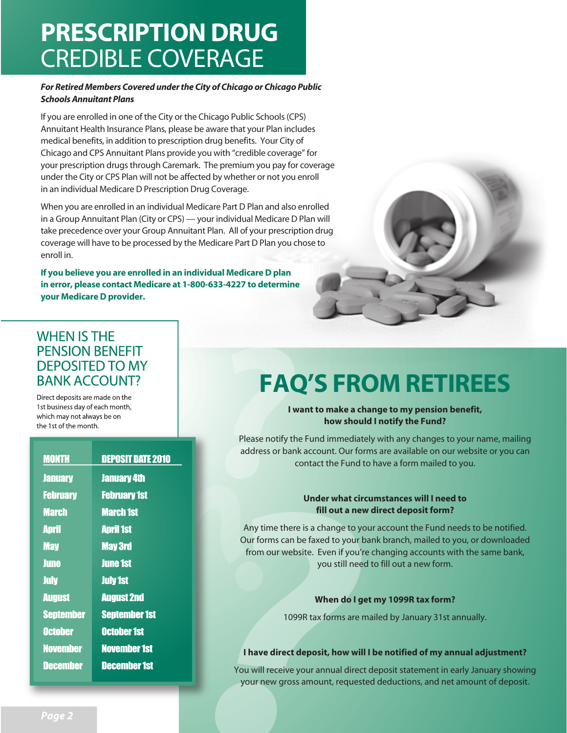# PRESCRIPTION DRUG CREDIBLE COVERAGE

***For Retired Members Covered under the City of Chicago or Chicago Public Schools Annuitant Plans***

If you are enrolled in one of the City or the Chicago Public Schools (CPS) Annuitant Health Insurance Plans, please be aware that your Plan includes medical benefits, in addition to prescription drug benefits. Your City of Chicago and CPS Annuitant Plans provide you with "credible coverage" for your prescription drugs through Caremark. The premium you pay for coverage under the City or CPS Plan will not be affected by whether or not you enroll in an individual Medicare D Prescription Drug Coverage.

When you are enrolled in an individual Medicare Part D Plan and also enrolled in a Group Annuitant Plan (City or CPS) — your individual Medicare D Plan will take precedence over your Group Annuitant Plan. All of your prescription drug coverage will have to be processed by the Medicare Part D Plan you chose to enroll in.

**If you believe you are enrolled in an individual Medicare D plan in error, please contact Medicare at 1-800-633-4227 to determine your Medicare D provider.**

## WHEN IS THE PENSION BENEFIT DEPOSITED TO MY BANK ACCOUNT?

Direct deposits are made on the 1st business day of each month, which may not always be on the 1st of the month.

| MONTH | DEPOSIT DATE 2010 |
|---|---|
| January | January 4th |
| February | February 1st |
| March | March 1st |
| April | April 1st |
| May | May 3rd |
| June | June 1st |
| July | July 1st |
| August | August 2nd |
| September | September 1st |
| October | October 1st |
| November | November 1st |
| December | December 1st |

# FAQ'S FROM RETIREES

**I want to make a change to my pension benefit, how should I notify the Fund?**

Please notify the Fund immediately with any changes to your name, mailing address or bank account. Our forms are available on our website or you can contact the Fund to have a form mailed to you.

**Under what circumstances will I need to fill out a new direct deposit form?**

Any time there is a change to your account the Fund needs to be notified. Our forms can be faxed to your bank branch, mailed to you, or downloaded from our website. Even if you're changing accounts with the same bank, you still need to fill out a new form.

**When do I get my 1099R tax form?**

1099R tax forms are mailed by January 31st annually.

**I have direct deposit, how will I be notified of my annual adjustment?**

You will receive your annual direct deposit statement in early January showing your new gross amount, requested deductions, and net amount of deposit.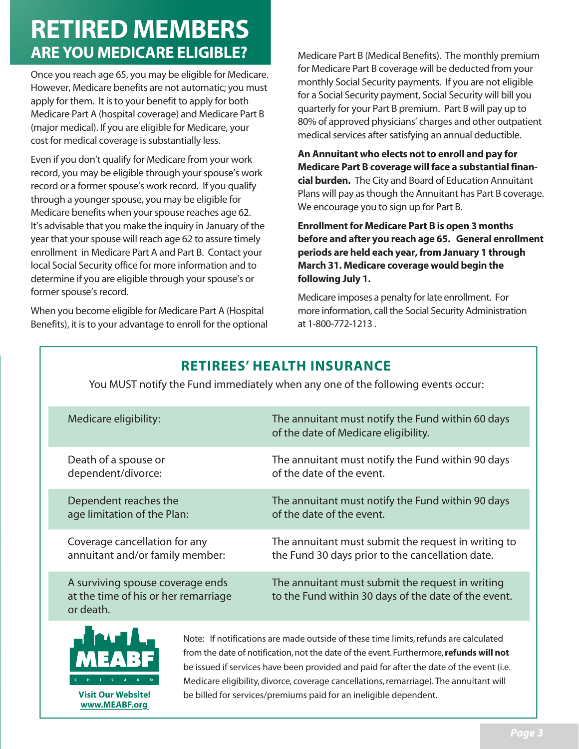# RETIRED MEMBERS

## ARE YOU MEDICARE ELIGIBLE?

Once you reach age 65, you may be eligible for Medicare. However, Medicare benefits are not automatic; you must apply for them. It is to your benefit to apply for both Medicare Part A (hospital coverage) and Medicare Part B (major medical). If you are eligible for Medicare, your cost for medical coverage is substantially less.

Even if you don't qualify for Medicare from your work record, you may be eligible through your spouse's work record or a former spouse's work record. If you qualify through a younger spouse, you may be eligible for Medicare benefits when your spouse reaches age 62. It's advisable that you make the inquiry in January of the year that your spouse will reach age 62 to assure timely enrollment in Medicare Part A and Part B. Contact your local Social Security office for more information and to determine if you are eligible through your spouse's or former spouse's record.

When you become eligible for Medicare Part A (Hospital Benefits), it is to your advantage to enroll for the optional Medicare Part B (Medical Benefits). The monthly premium for Medicare Part B coverage will be deducted from your monthly Social Security payments. If you are not eligible for a Social Security payment, Social Security will bill you quarterly for your Part B premium. Part B will pay up to 80% of approved physicians' charges and other outpatient medical services after satisfying an annual deductible.

**An Annuitant who elects not to enroll and pay for Medicare Part B coverage will face a substantial financial burden.** The City and Board of Education Annuitant Plans will pay as though the Annuitant has Part B coverage. We encourage you to sign up for Part B.

**Enrollment for Medicare Part B is open 3 months before and after you reach age 65. General enrollment periods are held each year, from January 1 through March 31. Medicare coverage would begin the following July 1.**

Medicare imposes a penalty for late enrollment. For more information, call the Social Security Administration at 1-800-772-1213 .

## RETIREES' HEALTH INSURANCE

You MUST notify the Fund immediately when any one of the following events occur:

| Event | Requirement |
| --- | --- |
| Medicare eligibility: | The annuitant must notify the Fund within 60 days of the date of Medicare eligibility. |
| Death of a spouse or dependent/divorce: | The annuitant must notify the Fund within 90 days of the date of the event. |
| Dependent reaches the age limitation of the Plan: | The annuitant must notify the Fund within 90 days of the date of the event. |
| Coverage cancellation for any annuitant and/or family member: | The annuitant must submit the request in writing to the Fund 30 days prior to the cancellation date. |
| A surviving spouse coverage ends at the time of his or her remarriage or death. | The annuitant must submit the request in writing to the Fund within 30 days of the date of the event. |

MEABF CHICAGO

**Visit Our Website! www.MEABF.org**

Note: If notifications are made outside of these time limits, refunds are calculated from the date of notification, not the date of the event. Furthermore, **refunds will not** be issued if services have been provided and paid for after the date of the event (i.e. Medicare eligibility, divorce, coverage cancellations, remarriage). The annuitant will be billed for services/premiums paid for an ineligible dependent.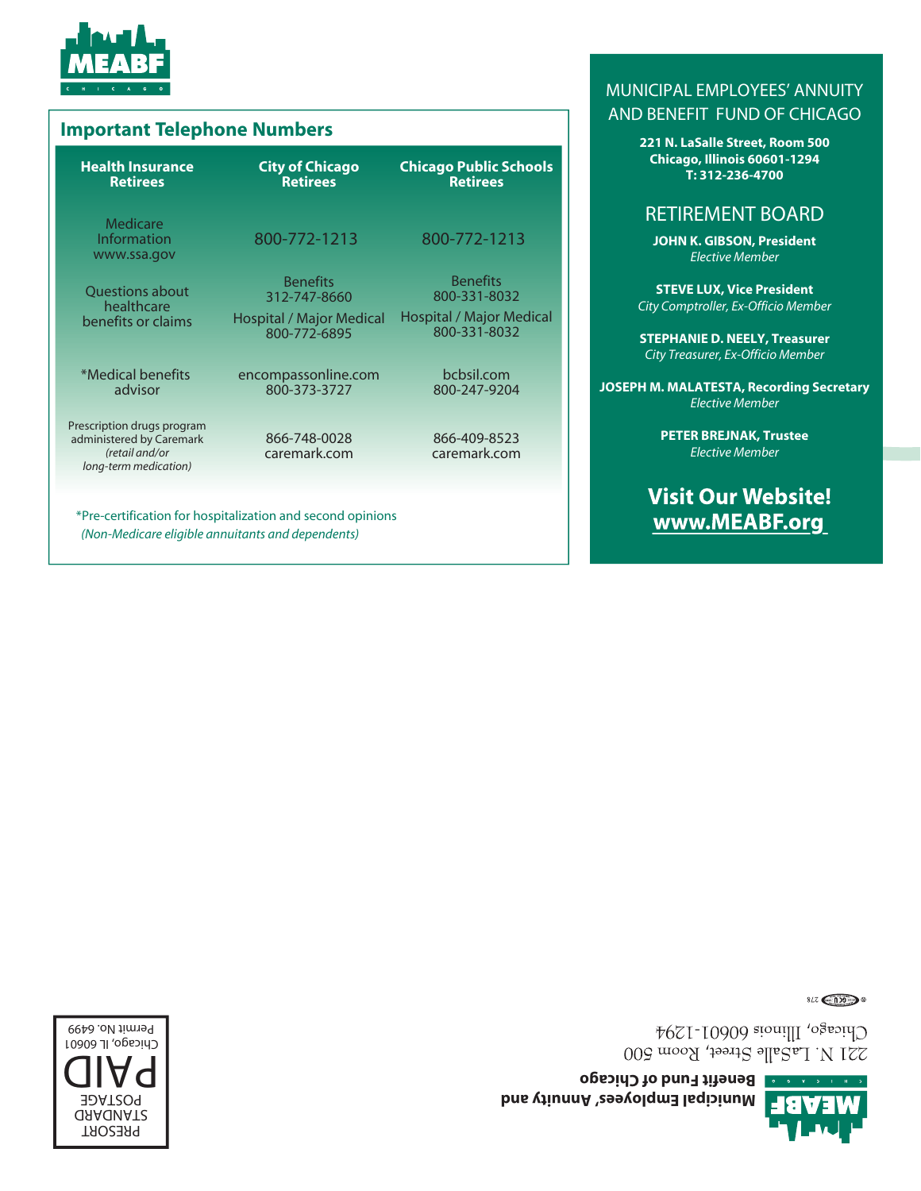MEABF CHICAGO

## Important Telephone Numbers

| Health Insurance Retirees | City of Chicago Retirees | Chicago Public Schools Retirees |
|---|---|---|
| Medicare Information www.ssa.gov | 800-772-1213 | 800-772-1213 |
| Questions about healthcare benefits or claims | Benefits 312-747-8660<br>Hospital / Major Medical 800-772-6895 | Benefits 800-331-8032<br>Hospital / Major Medical 800-331-8032 |
| *Medical benefits advisor | encompassonline.com 800-373-3727 | bcbsil.com 800-247-9204 |
| Prescription drugs program administered by Caremark *(retail and/or long-term medication)* | 866-748-0028 caremark.com | 866-409-8523 caremark.com |

*Pre-certification for hospitalization and second opinions
*(Non-Medicare eligible annuitants and dependents)*

MUNICIPAL EMPLOYEES' ANNUITY AND BENEFIT FUND OF CHICAGO

**221 N. LaSalle Street, Room 500**
**Chicago, Illinois 60601-1294**
**T: 312-236-4700**

## RETIREMENT BOARD

**JOHN K. GIBSON, President**
*Elective Member*

**STEVE LUX, Vice President**
*City Comptroller, Ex-Officio Member*

**STEPHANIE D. NEELY, Treasurer**
*City Treasurer, Ex-Officio Member*

**JOSEPH M. MALATESTA, Recording Secretary**
*Elective Member*

**PETER BREJNAK, Trustee**
*Elective Member*

**Visit Our Website!**
**www.MEABF.org**

MEABF CHICAGO
**Municipal Employees' Annuity and Benefit Fund of Chicago**
221 N. LaSalle Street, Room 500
Chicago, Illinois 60601-1294

PRESORT STANDARD POSTAGE PAID Chicago, IL 60601 Permit No. 6499